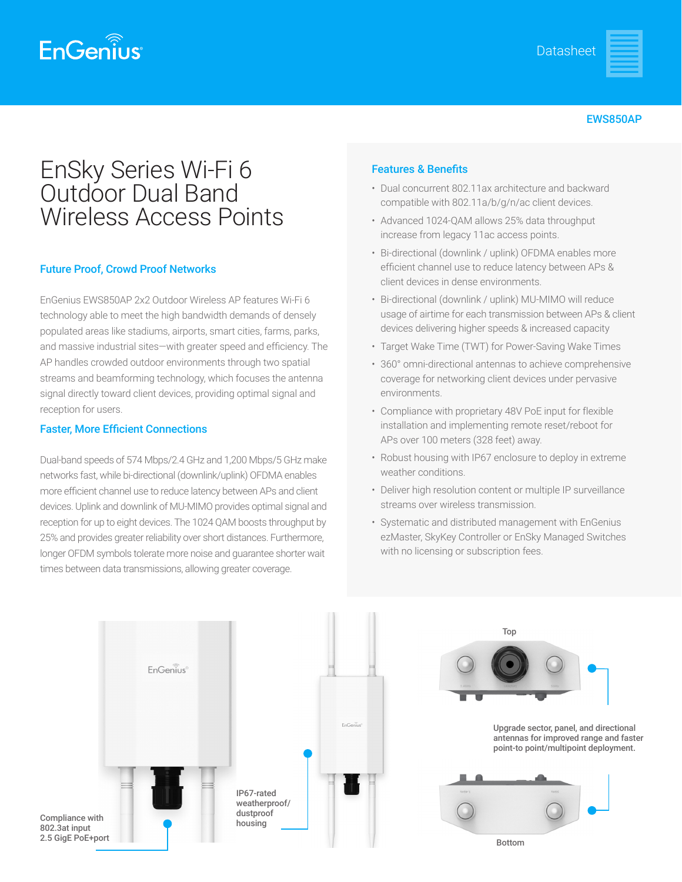EnGenius

Datasheet

EWS850AP

# EnSky Series Wi-Fi 6 Outdoor Dual Band Wireless Access Points

## Future Proof, Crowd Proof Networks

EnGenius EWS850AP 2x2 Outdoor Wireless AP features Wi-Fi 6 technology able to meet the high bandwidth demands of densely populated areas like stadiums, airports, smart cities, farms, parks, and massive industrial sites—with greater speed and efficiency. The AP handles crowded outdoor environments through two spatial streams and beamforming technology, which focuses the antenna signal directly toward client devices, providing optimal signal and reception for users.

## Faster, More Efficient Connections

Dual-band speeds of 574 Mbps/2.4 GHz and 1,200 Mbps/5 GHz make networks fast, while bi-directional (downlink/uplink) OFDMA enables more efficient channel use to reduce latency between APs and client devices. Uplink and downlink of MU-MIMO provides optimal signal and reception for up to eight devices. The 1024 QAM boosts throughput by 25% and provides greater reliability over short distances. Furthermore, longer OFDM symbols tolerate more noise and guarantee shorter wait times between data transmissions, allowing greater coverage.

## Features & Benefits

- Dual concurrent 802.11ax architecture and backward compatible with 802.11a/b/g/n/ac client devices.
- Advanced 1024-QAM allows 25% data throughput increase from legacy 11ac access points.
- Bi-directional (downlink / uplink) OFDMA enables more efficient channel use to reduce latency between APs & client devices in dense environments.
- Bi-directional (downlink / uplink) MU-MIMO will reduce usage of airtime for each transmission between APs & client devices delivering higher speeds & increased capacity
- Target Wake Time (TWT) for Power-Saving Wake Times
- 360° omni-directional antennas to achieve comprehensive coverage for networking client devices under pervasive environments.
- Compliance with proprietary 48V PoE input for flexible installation and implementing remote reset/reboot for APs over 100 meters (328 feet) away.
- Robust housing with IP67 enclosure to deploy in extreme weather conditions.
- Deliver high resolution content or multiple IP surveillance streams over wireless transmission.
- Systematic and distributed management with EnGenius ezMaster, SkyKey Controller or EnSky Managed Switches with no licensing or subscription fees.

Compliance with 802.3at input 2.5 GigE PoE+port

IP67-rated weatherproof/ dustproof housing

Top

Upgrade sector, panel, and directional antennas for improved range and faster point-to point/multipoint deployment.

Bottom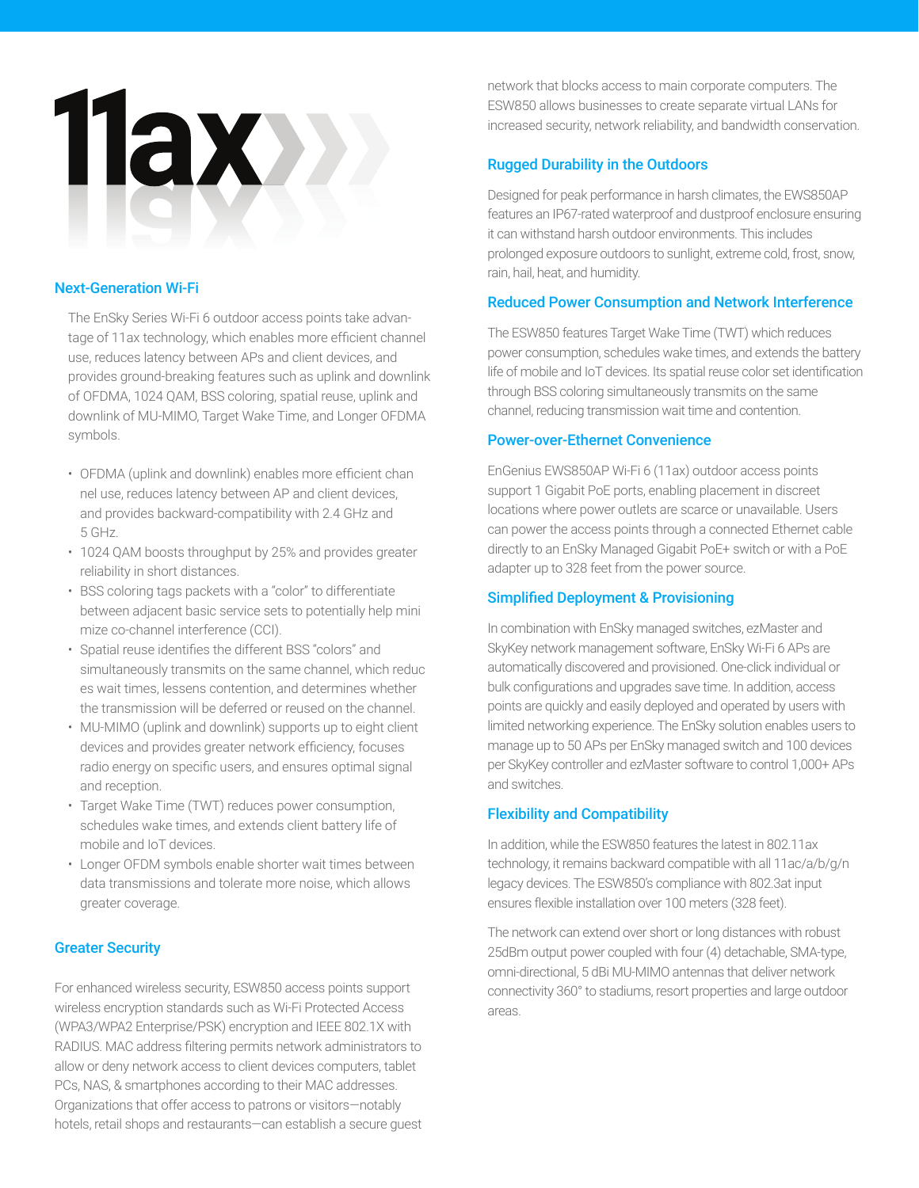# 11ax

## Next-Generation Wi-Fi

The EnSky Series Wi-Fi 6 outdoor access points take advantage of 11ax technology, which enables more efficient channel use, reduces latency between APs and client devices, and provides ground-breaking features such as uplink and downlink of OFDMA, 1024 QAM, BSS coloring, spatial reuse, uplink and downlink of MU-MIMO, Target Wake Time, and Longer OFDMA symbols.

- OFDMA (uplink and downlink) enables more efficient channel use, reduces latency between AP and client devices, and provides backward-compatibility with 2.4 GHz and 5 GHz.
- 1024 QAM boosts throughput by 25% and provides greater reliability in short distances.
- BSS coloring tags packets with a "color" to differentiate between adjacent basic service sets to potentially help minimize co-channel interference (CCI).
- Spatial reuse identifies the different BSS "colors" and simultaneously transmits on the same channel, which reduces wait times, lessens contention, and determines whether the transmission will be deferred or reused on the channel.
- MU-MIMO (uplink and downlink) supports up to eight client devices and provides greater network efficiency, focuses radio energy on specific users, and ensures optimal signal and reception.
- Target Wake Time (TWT) reduces power consumption, schedules wake times, and extends client battery life of mobile and IoT devices.
- Longer OFDM symbols enable shorter wait times between data transmissions and tolerate more noise, which allows greater coverage.

## Greater Security

For enhanced wireless security, ESW850 access points support wireless encryption standards such as Wi-Fi Protected Access (WPA3/WPA2 Enterprise/PSK) encryption and IEEE 802.1X with RADIUS. MAC address filtering permits network administrators to allow or deny network access to client devices computers, tablet PCs, NAS, & smartphones according to their MAC addresses. Organizations that offer access to patrons or visitors—notably hotels, retail shops and restaurants—can establish a secure guest network that blocks access to main corporate computers. The ESW850 allows businesses to create separate virtual LANs for increased security, network reliability, and bandwidth conservation.

## Rugged Durability in the Outdoors

Designed for peak performance in harsh climates, the EWS850AP features an IP67-rated waterproof and dustproof enclosure ensuring it can withstand harsh outdoor environments. This includes prolonged exposure outdoors to sunlight, extreme cold, frost, snow, rain, hail, heat, and humidity.

## Reduced Power Consumption and Network Interference

The ESW850 features Target Wake Time (TWT) which reduces power consumption, schedules wake times, and extends the battery life of mobile and IoT devices. Its spatial reuse color set identification through BSS coloring simultaneously transmits on the same channel, reducing transmission wait time and contention.

## Power-over-Ethernet Convenience

EnGenius EWS850AP Wi-Fi 6 (11ax) outdoor access points support 1 Gigabit PoE ports, enabling placement in discreet locations where power outlets are scarce or unavailable. Users can power the access points through a connected Ethernet cable directly to an EnSky Managed Gigabit PoE+ switch or with a PoE adapter up to 328 feet from the power source.

## Simplified Deployment & Provisioning

In combination with EnSky managed switches, ezMaster and SkyKey network management software, EnSky Wi-Fi 6 APs are automatically discovered and provisioned. One-click individual or bulk configurations and upgrades save time. In addition, access points are quickly and easily deployed and operated by users with limited networking experience. The EnSky solution enables users to manage up to 50 APs per EnSky managed switch and 100 devices per SkyKey controller and ezMaster software to control 1,000+ APs and switches.

## Flexibility and Compatibility

In addition, while the ESW850 features the latest in 802.11ax technology, it remains backward compatible with all 11ac/a/b/g/n legacy devices. The ESW850's compliance with 802.3at input ensures flexible installation over 100 meters (328 feet).

The network can extend over short or long distances with robust 25dBm output power coupled with four (4) detachable, SMA-type, omni-directional, 5 dBi MU-MIMO antennas that deliver network connectivity 360° to stadiums, resort properties and large outdoor areas.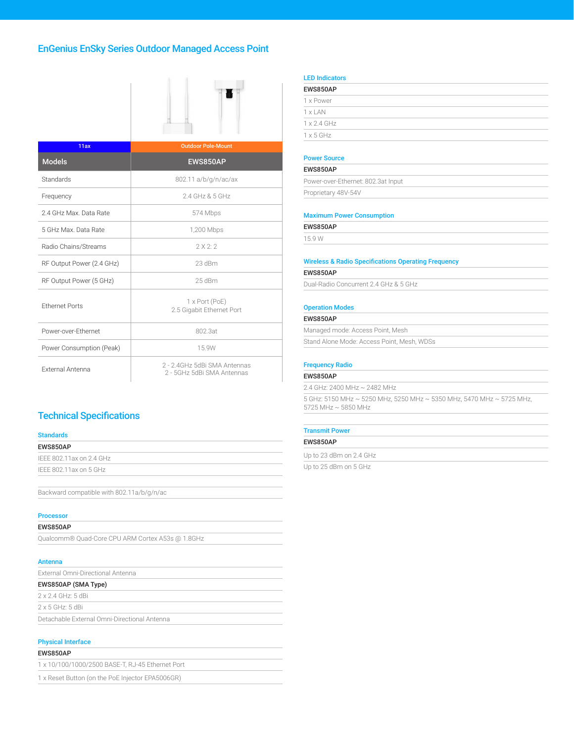## EnGenius EnSky Series Outdoor Managed Access Point

| 11ax | Outdoor Pole-Mount |
|---|---|
| **Models** | **EWS850AP** |
| Standards | 802.11 a/b/g/n/ac/ax |
| Frequency | 2.4 GHz & 5 GHz |
| 2.4 GHz Max. Data Rate | 574 Mbps |
| 5 GHz Max. Data Rate | 1,200 Mbps |
| Radio Chains/Streams | 2 X 2: 2 |
| RF Output Power (2.4 GHz) | 23 dBm |
| RF Output Power (5 GHz) | 25 dBm |
| Ethernet Ports | 1 x Port (PoE)<br>2.5 Gigabit Ethernet Port |
| Power-over-Ethernet | 802.3at |
| Power Consumption (Peak) | 15.9W |
| External Antenna | 2 - 2.4GHz 5dBi SMA Antennas<br>2 - 5GHz 5dBi SMA Antennas |

## Technical Specifications

### Standards

**EWS850AP**

IEEE 802.11ax on 2.4 GHz

IEEE 802.11ax on 5 GHz

Backward compatible with 802.11a/b/g/n/ac

### Processor

**EWS850AP**

Qualcomm® Quad-Core CPU ARM Cortex A53s @ 1.8GHz

### Antenna

External Omni-Directional Antenna

**EWS850AP (SMA Type)**

2 x 2.4 GHz: 5 dBi

2 x 5 GHz: 5 dBi

Detachable External Omni-Directional Antenna

### Physical Interface

**EWS850AP**

1 x 10/100/1000/2500 BASE-T, RJ-45 Ethernet Port

1 x Reset Button (on the PoE Injector EPA5006GR)

### LED Indicators

**EWS850AP**

1 x Power

1 x LAN

1 x 2.4 GHz

1 x 5 GHz

### Power Source

**EWS850AP**

Power-over-Ethernet: 802.3at Input

Proprietary 48V-54V

### Maximum Power Consumption

**EWS850AP**

15.9 W

### Wireless & Radio Specifications Operating Frequency

**EWS850AP**

Dual-Radio Concurrent 2.4 GHz & 5 GHz

### Operation Modes

**EWS850AP**

Managed mode: Access Point, Mesh

Stand Alone Mode: Access Point, Mesh, WDSs

### Frequency Radio

**EWS850AP**

2.4 GHz: 2400 MHz ~ 2482 MHz

5 GHz: 5150 MHz ~ 5250 MHz, 5250 MHz ~ 5350 MHz, 5470 MHz ~ 5725 MHz, 5725 MHz ~ 5850 MHz

### Transmit Power

**EWS850AP**

Up to 23 dBm on 2.4 GHz

Up to 25 dBm on 5 GHz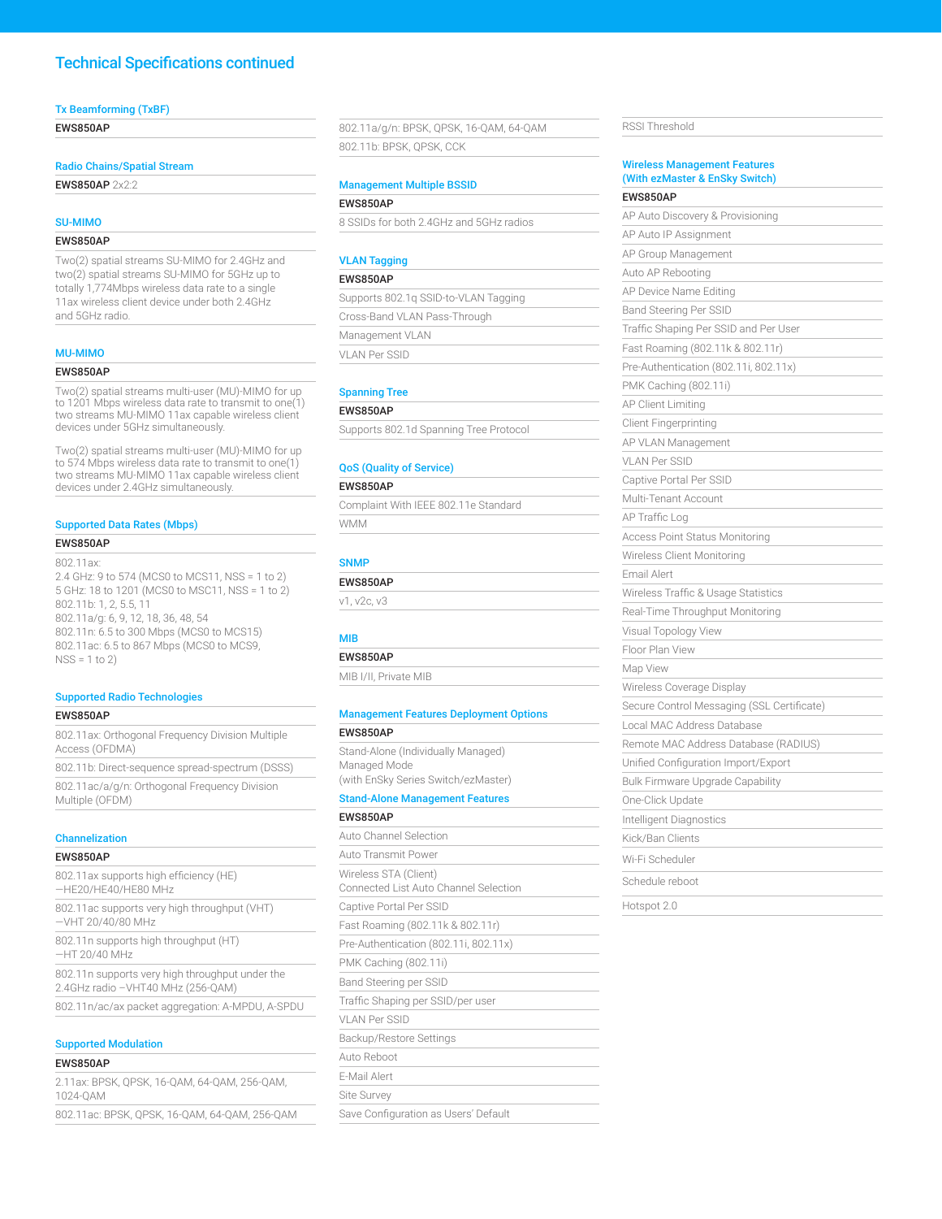## Technical Specifications continued

### Tx Beamforming (TxBF)

**EWS850AP**

### Radio Chains/Spatial Stream

**EWS850AP** 2x2:2

### SU-MIMO

**EWS850AP**

Two(2) spatial streams SU-MIMO for 2.4GHz and two(2) spatial streams SU-MIMO for 5GHz up to totally 1,774Mbps wireless data rate to a single 11ax wireless client device under both 2.4GHz and 5GHz radio.

### MU-MIMO

**EWS850AP**

Two(2) spatial streams multi-user (MU)-MIMO for up to 1201 Mbps wireless data rate to transmit to one(1) two streams MU-MIMO 11ax capable wireless client devices under 5GHz simultaneously.

Two(2) spatial streams multi-user (MU)-MIMO for up to 574 Mbps wireless data rate to transmit to one(1) two streams MU-MIMO 11ax capable wireless client devices under 2.4GHz simultaneously.

### Supported Data Rates (Mbps)

**EWS850AP**

802.11ax:
2.4 GHz: 9 to 574 (MCS0 to MCS11, NSS = 1 to 2)
5 GHz: 18 to 1201 (MCS0 to MSC11, NSS = 1 to 2)
802.11b: 1, 2, 5.5, 11
802.11a/g: 6, 9, 12, 18, 36, 48, 54
802.11n: 6.5 to 300 Mbps (MCS0 to MCS15)
802.11ac: 6.5 to 867 Mbps (MCS0 to MCS9, NSS = 1 to 2)

### Supported Radio Technologies

**EWS850AP**

802.11ax: Orthogonal Frequency Division Multiple Access (OFDMA)

802.11b: Direct-sequence spread-spectrum (DSSS)

802.11ac/a/g/n: Orthogonal Frequency Division Multiple (OFDM)

### Channelization

**EWS850AP**

802.11ax supports high efficiency (HE) —HE20/HE40/HE80 MHz

802.11ac supports very high throughput (VHT) —VHT 20/40/80 MHz

802.11n supports high throughput (HT) —HT 20/40 MHz

802.11n supports very high throughput under the 2.4GHz radio –VHT40 MHz (256-QAM)

802.11n/ac/ax packet aggregation: A-MPDU, A-SPDU

### Supported Modulation

**EWS850AP**

2.11ax: BPSK, QPSK, 16-QAM, 64-QAM, 256-QAM, 1024-QAM

802.11ac: BPSK, QPSK, 16-QAM, 64-QAM, 256-QAM

802.11a/g/n: BPSK, QPSK, 16-QAM, 64-QAM

802.11b: BPSK, QPSK, CCK

### Management Multiple BSSID

**EWS850AP**

8 SSIDs for both 2.4GHz and 5GHz radios

### VLAN Tagging

**EWS850AP**

- Supports 802.1q SSID-to-VLAN Tagging
- Cross-Band VLAN Pass-Through
- Management VLAN
- VLAN Per SSID

### Spanning Tree

**EWS850AP**

Supports 802.1d Spanning Tree Protocol

### QoS (Quality of Service)

**EWS850AP**

- Complaint With IEEE 802.11e Standard
- WMM

### SNMP

**EWS850AP**

v1, v2c, v3

### MIB

**EWS850AP**

MIB I/II, Private MIB

### Management Features Deployment Options

**EWS850AP**

Stand-Alone (Individually Managed)
Managed Mode
(with EnSky Series Switch/ezMaster)

### Stand-Alone Management Features

**EWS850AP**

- Auto Channel Selection
- Auto Transmit Power
- Wireless STA (Client) Connected List Auto Channel Selection
- Captive Portal Per SSID
- Fast Roaming (802.11k & 802.11r)
- Pre-Authentication (802.11i, 802.11x)
- PMK Caching (802.11i)
- Band Steering per SSID
- Traffic Shaping per SSID/per user
- VLAN Per SSID
- Backup/Restore Settings
- Auto Reboot
- E-Mail Alert
- Site Survey
- Save Configuration as Users' Default
- RSSI Threshold

### Wireless Management Features (With ezMaster & EnSky Switch)

**EWS850AP**

- AP Auto Discovery & Provisioning
- AP Auto IP Assignment
- AP Group Management
- Auto AP Rebooting
- AP Device Name Editing
- Band Steering Per SSID
- Traffic Shaping Per SSID and Per User
- Fast Roaming (802.11k & 802.11r)
- Pre-Authentication (802.11i, 802.11x)
- PMK Caching (802.11i)
- AP Client Limiting
- Client Fingerprinting
- AP VLAN Management
- VLAN Per SSID
- Captive Portal Per SSID
- Multi-Tenant Account
- AP Traffic Log
- Access Point Status Monitoring
- Wireless Client Monitoring
- Email Alert
- Wireless Traffic & Usage Statistics
- Real-Time Throughput Monitoring
- Visual Topology View
- Floor Plan View
- Map View
- Wireless Coverage Display
- Secure Control Messaging (SSL Certificate)
- Local MAC Address Database
- Remote MAC Address Database (RADIUS)
- Unified Configuration Import/Export
- Bulk Firmware Upgrade Capability
- One-Click Update
- Intelligent Diagnostics
- Kick/Ban Clients
- Wi-Fi Scheduler
- Schedule reboot
- Hotspot 2.0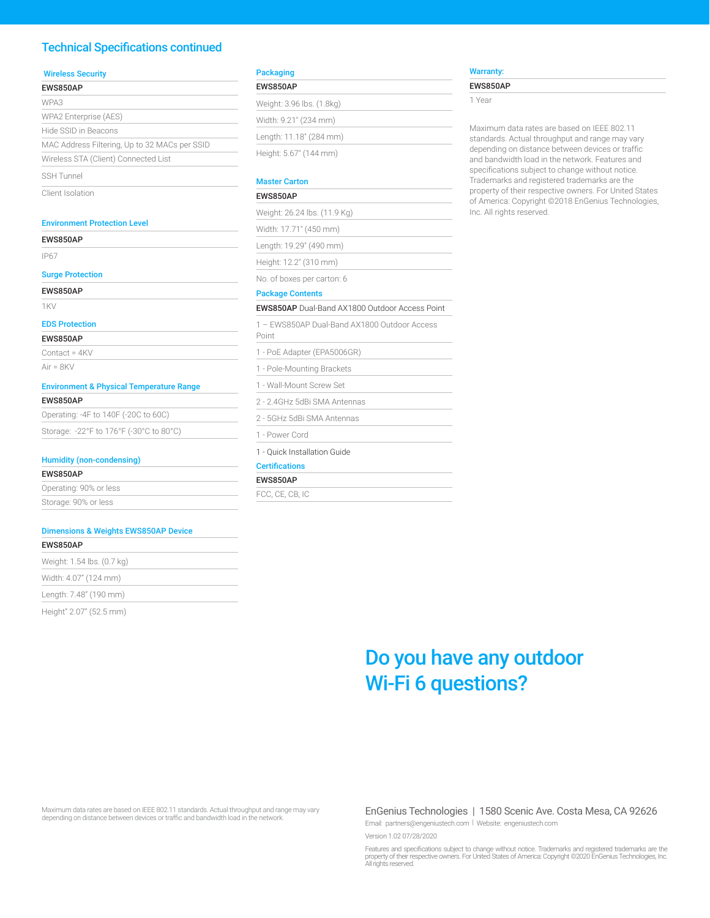## Technical Specifications continued

### Wireless Security

| EWS850AP |
|---|
| WPA3 |
| WPA2 Enterprise (AES) |
| Hide SSID in Beacons |
| MAC Address Filtering, Up to 32 MACs per SSID |
| Wireless STA (Client) Connected List |
| SSH Tunnel |
| Client Isolation |

### Environment Protection Level

| EWS850AP |
|---|
| IP67 |

### Surge Protection

| EWS850AP |
|---|
| 1KV |

### EDS Protection

| EWS850AP |
|---|
| Contact = 4KV |
| Air = 8KV |

### Environment & Physical Temperature Range

| EWS850AP |
|---|
| Operating: -4F to 140F (-20C to 60C) |
| Storage:  -22°F to 176°F (-30°C to 80°C) |

### Humidity (non-condensing)

| EWS850AP |
|---|
| Operating: 90% or less |
| Storage: 90% or less |

### Dimensions & Weights EWS850AP Device

| EWS850AP |
|---|
| Weight: 1.54 lbs. (0.7 kg) |
| Width: 4.07" (124 mm) |
| Length: 7.48" (190 mm) |
| Height" 2.07" (52.5 mm) |

### Packaging

| EWS850AP |
|---|
| Weight: 3.96 lbs. (1.8kg) |
| Width: 9.21" (234 mm) |
| Length: 11.18" (284 mm) |
| Height: 5.67" (144 mm) |

### Master Carton

| EWS850AP |
|---|
| Weight: 26.24 lbs. (11.9 Kg) |
| Width: 17.71" (450 mm) |
| Length: 19.29" (490 mm) |
| Height: 12.2" (310 mm) |
| No. of boxes per carton: 6 |

### Package Contents

| **EWS850AP** Dual-Band AX1800 Outdoor Access Point |
|---|
| 1 – EWS850AP Dual-Band AX1800 Outdoor Access Point |
| 1 - PoE Adapter (EPA5006GR) |
| 1 - Pole-Mounting Brackets |
| 1 - Wall-Mount Screw Set |
| 2 - 2.4GHz 5dBi SMA Antennas |
| 2 - 5GHz 5dBi SMA Antennas |
| 1 - Power Cord |
| 1 - Quick Installation Guide |

### Certifications

| EWS850AP |
|---|
| FCC, CE, CB, IC |

### Warranty:

| EWS850AP |
|---|
| 1 Year |

Maximum data rates are based on IEEE 802.11 standards. Actual throughput and range may vary depending on distance between devices or traffic and bandwidth load in the network. Features and specifications subject to change without notice. Trademarks and registered trademarks are the property of their respective owners. For United States of America: Copyright ©2018 EnGenius Technologies, Inc. All rights reserved.

# Do you have any outdoor Wi-Fi 6 questions?

Maximum data rates are based on IEEE 802.11 standards. Actual throughput and range may vary depending on distance between devices or traffic and bandwidth load in the network.

EnGenius Technologies | 1580 Scenic Ave. Costa Mesa, CA 92626

Email: partners@engeniustech.com | Website: engeniustech.com

Version 1.02 07/28/2020

Features and specifications subject to change without notice. Trademarks and registered trademarks are the property of their respective owners. For United States of America: Copyright ©2020 EnGenius Technologies, Inc. All rights reserved.